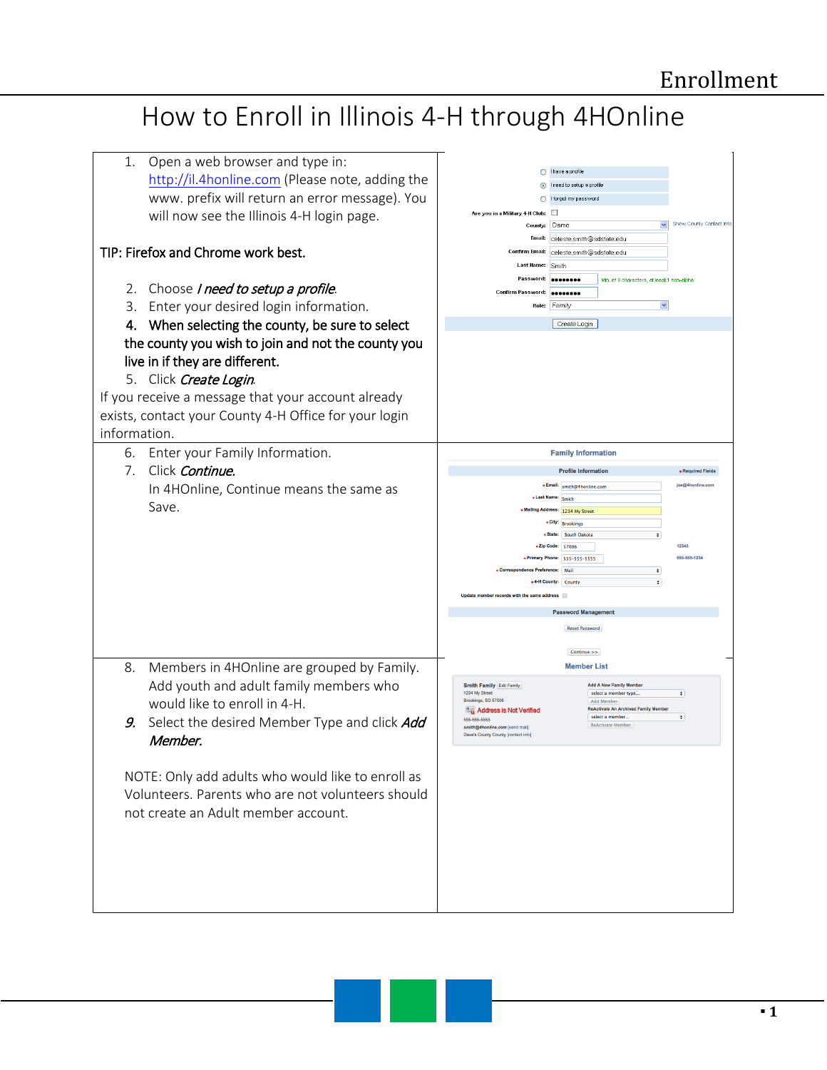# How to Enroll in Illinois 4-H through 4HOnline

1. Open a web browser and type in: http://il.4honline.com (Please note, adding the www. prefix will return an error message). You will now see the Illinois 4-H login page.

TIP: Firefox and Chrome work best.

2. Choose *I need to setup a profile*.
3. Enter your desired login information.
4. **When selecting the county, be sure to select the county you wish to join and not the county you live in if they are different.**
5. Click *Create Login*.

If you receive a message that your account already exists, contact your County 4-H Office for your login information.

6. Enter your Family Information.
7. Click *Continue.*

   In 4HOnline, Continue means the same as Save.

8. Members in 4HOnline are grouped by Family. Add youth and adult family members who would like to enroll in 4-H.
9. Select the desired Member Type and click *Add Member.*

NOTE: Only add adults who would like to enroll as Volunteers. Parents who are not volunteers should not create an Adult member account.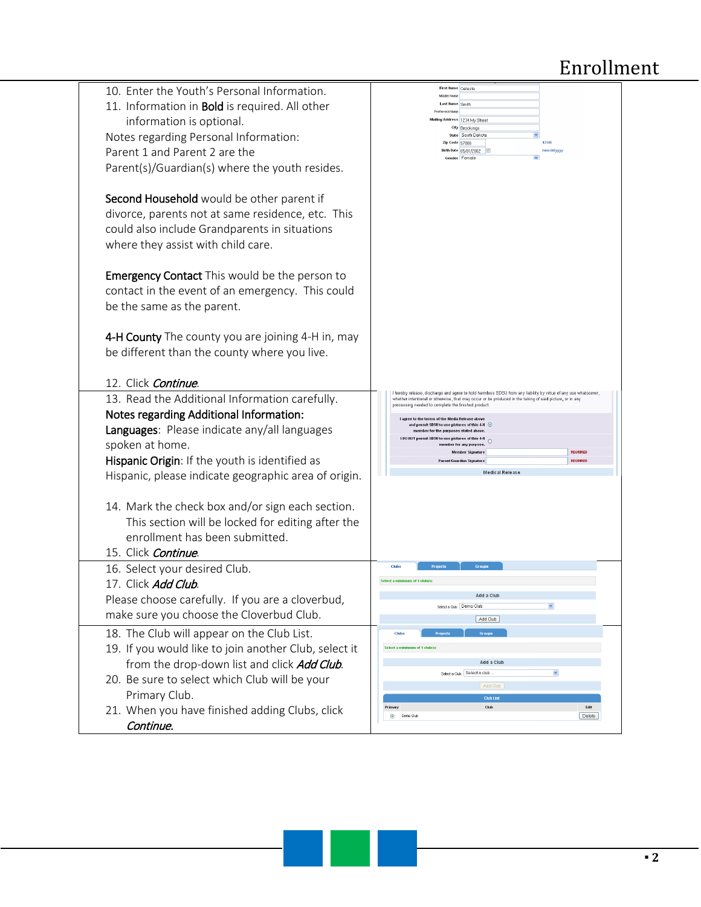# Enrollment

10. Enter the Youth's Personal Information.
11. Information in **Bold** is required. All other information is optional.

Notes regarding Personal Information:
Parent 1 and Parent 2 are the Parent(s)/Guardian(s) where the youth resides.

**Second Household** would be other parent if divorce, parents not at same residence, etc. This could also include Grandparents in situations where they assist with child care.

**Emergency Contact** This would be the person to contact in the event of an emergency. This could be the same as the parent.

**4-H County** The county you are joining 4-H in, may be different than the county where you live.

12. Click *Continue*.

13. Read the Additional Information carefully.

**Notes regarding Additional Information:**
**Languages**: Please indicate any/all languages spoken at home.
**Hispanic Origin**: If the youth is identified as Hispanic, please indicate geographic area of origin.

14. Mark the check box and/or sign each section. This section will be locked for editing after the enrollment has been submitted.
15. Click *Continue*.

16. Select your desired Club.
17. Click *Add Club*.

Please choose carefully. If you are a cloverbud, make sure you choose the Cloverbud Club.

18. The Club will appear on the Club List.
19. If you would like to join another Club, select it from the drop-down list and click *Add Club*.
20. Be sure to select which Club will be your Primary Club.
21. When you have finished adding Clubs, click *Continue*.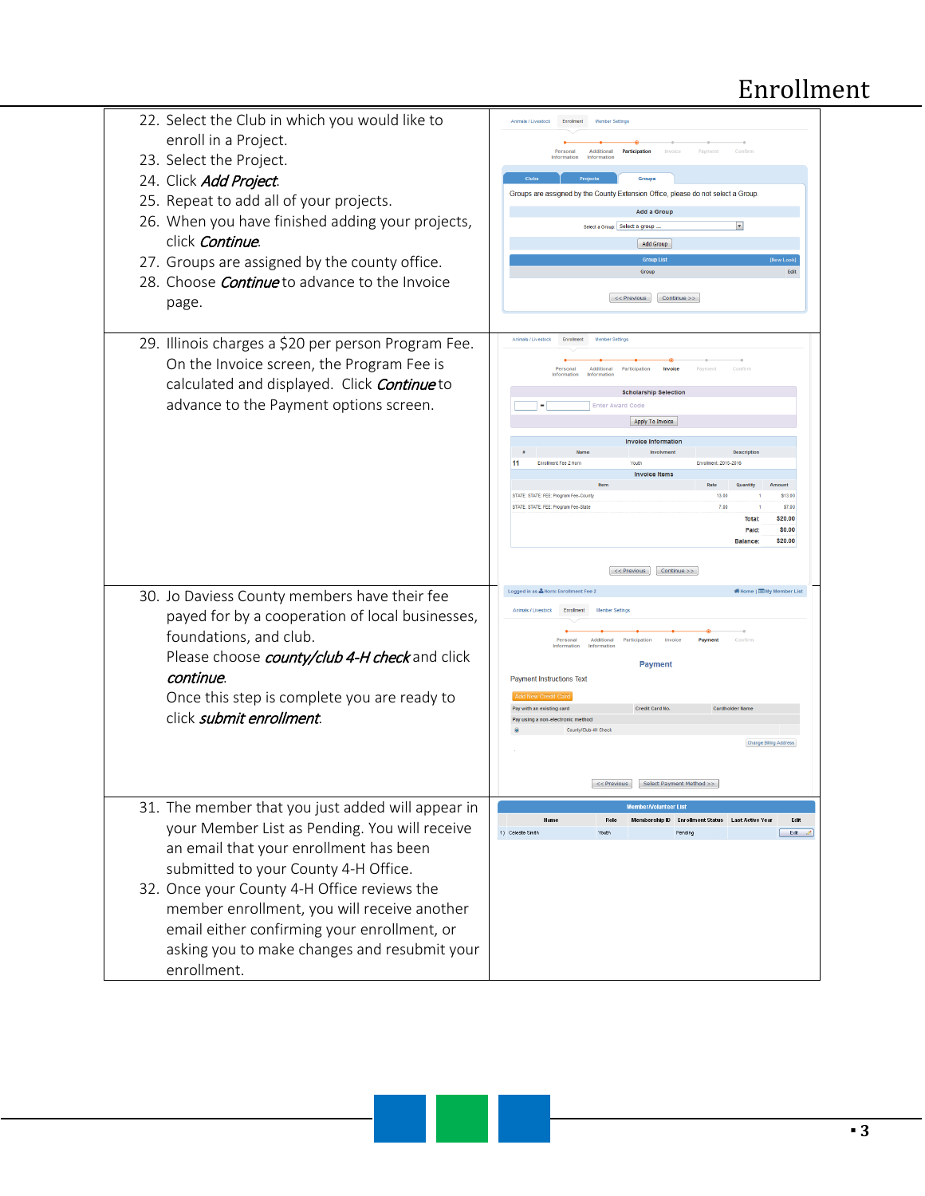# Enrollment

22. Select the Club in which you would like to enroll in a Project.
23. Select the Project.
24. Click *Add Project*.
25. Repeat to add all of your projects.
26. When you have finished adding your projects, click *Continue*.
27. Groups are assigned by the county office.
28. Choose *Continue* to advance to the Invoice page.

29. Illinois charges a $20 per person Program Fee. On the Invoice screen, the Program Fee is calculated and displayed. Click *Continue* to advance to the Payment options screen.

30. Jo Daviess County members have their fee payed for by a cooperation of local businesses, foundations, and club.
    Please choose *county/club 4-H check* and click *continue*.
    Once this step is complete you are ready to click *submit enrollment*.

31. The member that you just added will appear in your Member List as Pending. You will receive an email that your enrollment has been submitted to your County 4-H Office.
32. Once your County 4-H Office reviews the member enrollment, you will receive another email either confirming your enrollment, or asking you to make changes and resubmit your enrollment.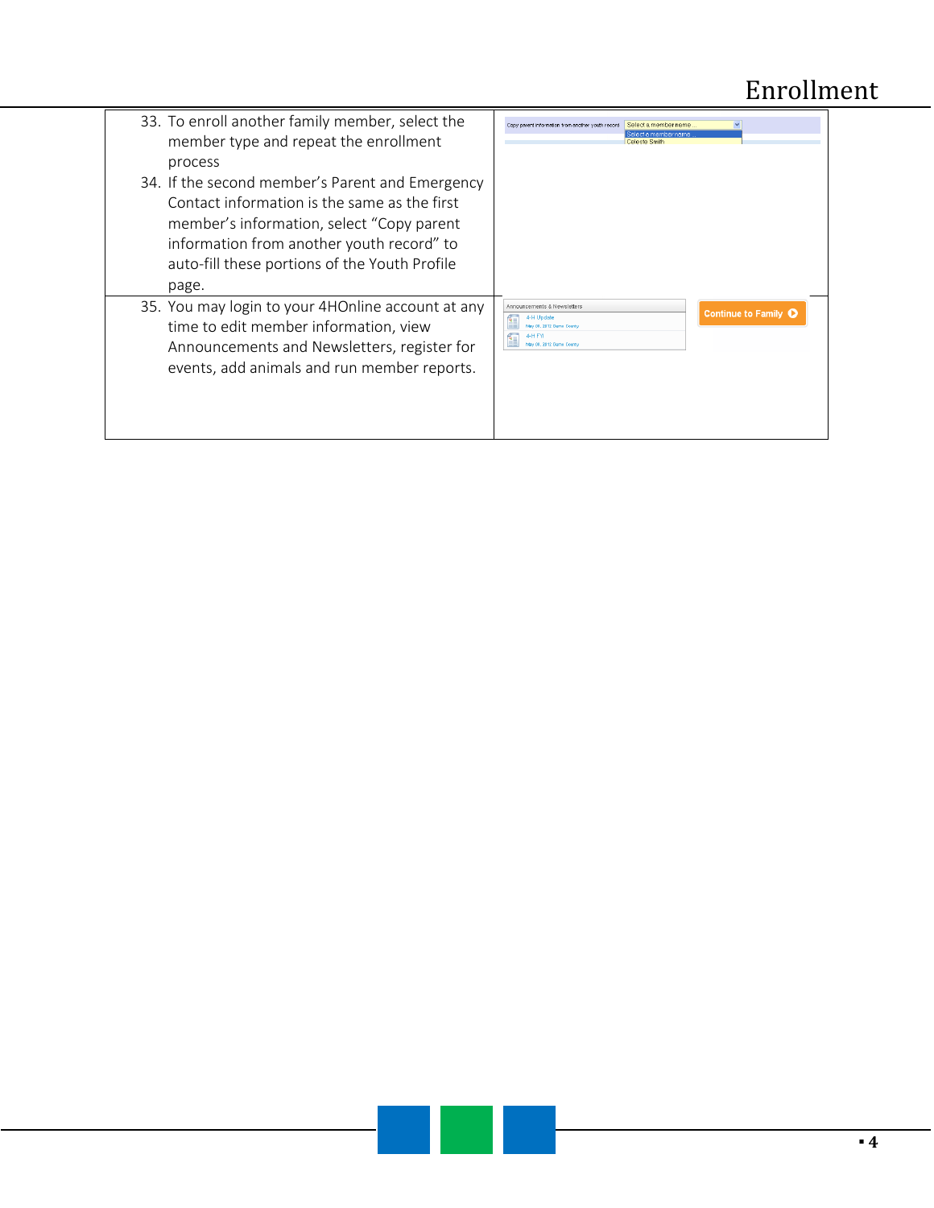| | |
|---|---|
| 33. To enroll another family member, select the member type and repeat the enrollment process<br>34. If the second member's Parent and Emergency Contact information is the same as the first member's information, select "Copy parent information from another youth record" to auto-fill these portions of the Youth Profile page. | Copy parent information from another youth record<br>Select a member name...<br>Select a member name...<br>Celeste Smith |
| 35. You may login to your 4HOnline account at any time to edit member information, view Announcements and Newsletters, register for events, add animals and run member reports. | Announcements & Newsletters<br>4-H Update<br>4-H FYI<br>Continue to Family |